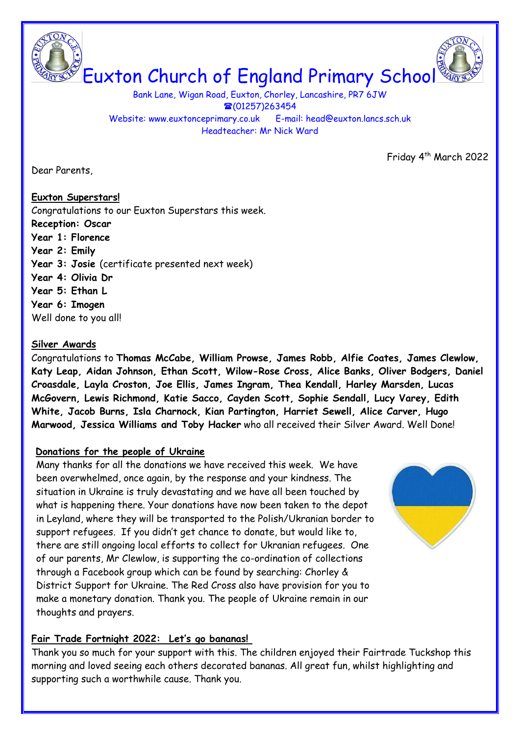# Euxton Church of England Primary School

Bank Lane, Wigan Road, Euxton, Chorley, Lancashire, PR7 6JW
☎(01257)263454
Website: www.euxtonceprimary.co.uk E-mail: head@euxton.lancs.sch.uk
Headteacher: Mr Nick Ward

Friday 4th March 2022

Dear Parents,

**Euxton Superstars!**

Congratulations to our Euxton Superstars this week.

**Reception: Oscar**
**Year 1: Florence**
**Year 2: Emily**
**Year 3: Josie** (certificate presented next week)
**Year 4: Olivia Dr**
**Year 5: Ethan L**
**Year 6: Imogen**

Well done to you all!

**Silver Awards**

Congratulations to **Thomas McCabe, William Prowse, James Robb, Alfie Coates, James Clewlow, Katy Leap, Aidan Johnson, Ethan Scott, Wilow-Rose Cross, Alice Banks, Oliver Bodgers, Daniel Croasdale, Layla Croston, Joe Ellis, James Ingram, Thea Kendall, Harley Marsden, Lucas McGovern, Lewis Richmond, Katie Sacco, Cayden Scott, Sophie Sendall, Lucy Varey, Edith White, Jacob Burns, Isla Charnock, Kian Partington, Harriet Sewell, Alice Carver, Hugo Marwood, Jessica Williams and Toby Hacker** who all received their Silver Award. Well Done!

**Donations for the people of Ukraine**

Many thanks for all the donations we have received this week. We have been overwhelmed, once again, by the response and your kindness. The situation in Ukraine is truly devastating and we have all been touched by what is happening there. Your donations have now been taken to the depot in Leyland, where they will be transported to the Polish/Ukranian border to support refugees. If you didn't get chance to donate, but would like to, there are still ongoing local efforts to collect for Ukranian refugees. One of our parents, Mr Clewlow, is supporting the co-ordination of collections through a Facebook group which can be found by searching: Chorley & District Support for Ukraine. The Red Cross also have provision for you to make a monetary donation. Thank you. The people of Ukraine remain in our thoughts and prayers.

**Fair Trade Fortnight 2022: Let's go bananas!**

Thank you so much for your support with this. The children enjoyed their Fairtrade Tuckshop this morning and loved seeing each others decorated bananas. All great fun, whilst highlighting and supporting such a worthwhile cause. Thank you.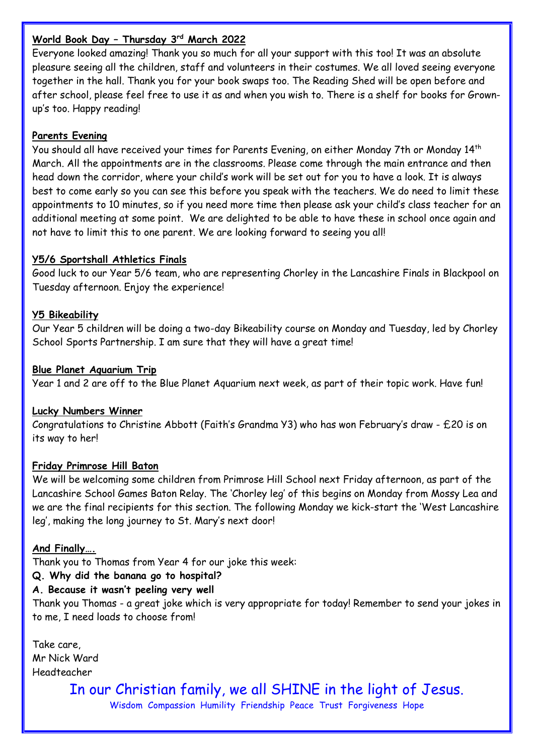**World Book Day – Thursday 3rd March 2022**

Everyone looked amazing! Thank you so much for all your support with this too! It was an absolute pleasure seeing all the children, staff and volunteers in their costumes. We all loved seeing everyone together in the hall. Thank you for your book swaps too. The Reading Shed will be open before and after school, please feel free to use it as and when you wish to. There is a shelf for books for Grown-up's too. Happy reading!

**Parents Evening**

You should all have received your times for Parents Evening, on either Monday 7th or Monday 14th March. All the appointments are in the classrooms. Please come through the main entrance and then head down the corridor, where your child's work will be set out for you to have a look. It is always best to come early so you can see this before you speak with the teachers. We do need to limit these appointments to 10 minutes, so if you need more time then please ask your child's class teacher for an additional meeting at some point. We are delighted to be able to have these in school once again and not have to limit this to one parent. We are looking forward to seeing you all!

**Y5/6 Sportshall Athletics Finals**

Good luck to our Year 5/6 team, who are representing Chorley in the Lancashire Finals in Blackpool on Tuesday afternoon. Enjoy the experience!

**Y5 Bikeability**

Our Year 5 children will be doing a two-day Bikeability course on Monday and Tuesday, led by Chorley School Sports Partnership. I am sure that they will have a great time!

**Blue Planet Aquarium Trip**

Year 1 and 2 are off to the Blue Planet Aquarium next week, as part of their topic work. Have fun!

**Lucky Numbers Winner**

Congratulations to Christine Abbott (Faith's Grandma Y3) who has won February's draw - £20 is on its way to her!

**Friday Primrose Hill Baton**

We will be welcoming some children from Primrose Hill School next Friday afternoon, as part of the Lancashire School Games Baton Relay. The 'Chorley leg' of this begins on Monday from Mossy Lea and we are the final recipients for this section. The following Monday we kick-start the 'West Lancashire leg', making the long journey to St. Mary's next door!

**And Finally….**

Thank you to Thomas from Year 4 for our joke this week:

**Q. Why did the banana go to hospital?**

**A. Because it wasn't peeling very well**

Thank you Thomas - a great joke which is very appropriate for today! Remember to send your jokes in to me, I need loads to choose from!

Take care,
Mr Nick Ward
Headteacher

In our Christian family, we all SHINE in the light of Jesus.

Wisdom Compassion Humility Friendship Peace Trust Forgiveness Hope